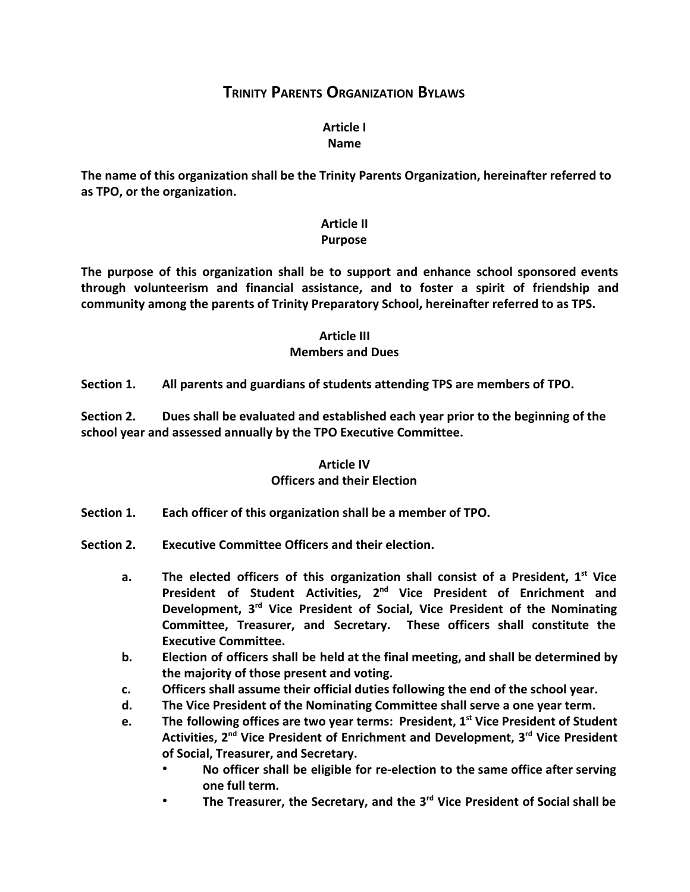# Trinity Parents Organization Bylaws

## Article I
## Name

**The name of this organization shall be the Trinity Parents Organization, hereinafter referred to as TPO, or the organization.**

## Article II
## Purpose

**The purpose of this organization shall be to support and enhance school sponsored events through volunteerism and financial assistance, and to foster a spirit of friendship and community among the parents of Trinity Preparatory School, hereinafter referred to as TPS.**

## Article III
## Members and Dues

**Section 1. All parents and guardians of students attending TPS are members of TPO.**

**Section 2. Dues shall be evaluated and established each year prior to the beginning of the school year and assessed annually by the TPO Executive Committee.**

## Article IV
## Officers and their Election

**Section 1. Each officer of this organization shall be a member of TPO.**

**Section 2. Executive Committee Officers and their election.**

- **a. The elected officers of this organization shall consist of a President, 1st Vice President of Student Activities, 2nd Vice President of Enrichment and Development, 3rd Vice President of Social, Vice President of the Nominating Committee, Treasurer, and Secretary. These officers shall constitute the Executive Committee.**
- **b. Election of officers shall be held at the final meeting, and shall be determined by the majority of those present and voting.**
- **c. Officers shall assume their official duties following the end of the school year.**
- **d. The Vice President of the Nominating Committee shall serve a one year term.**
- **e. The following offices are two year terms: President, 1st Vice President of Student Activities, 2nd Vice President of Enrichment and Development, 3rd Vice President of Social, Treasurer, and Secretary.**
  - **No officer shall be eligible for re-election to the same office after serving one full term.**
  - **The Treasurer, the Secretary, and the 3rd Vice President of Social shall be**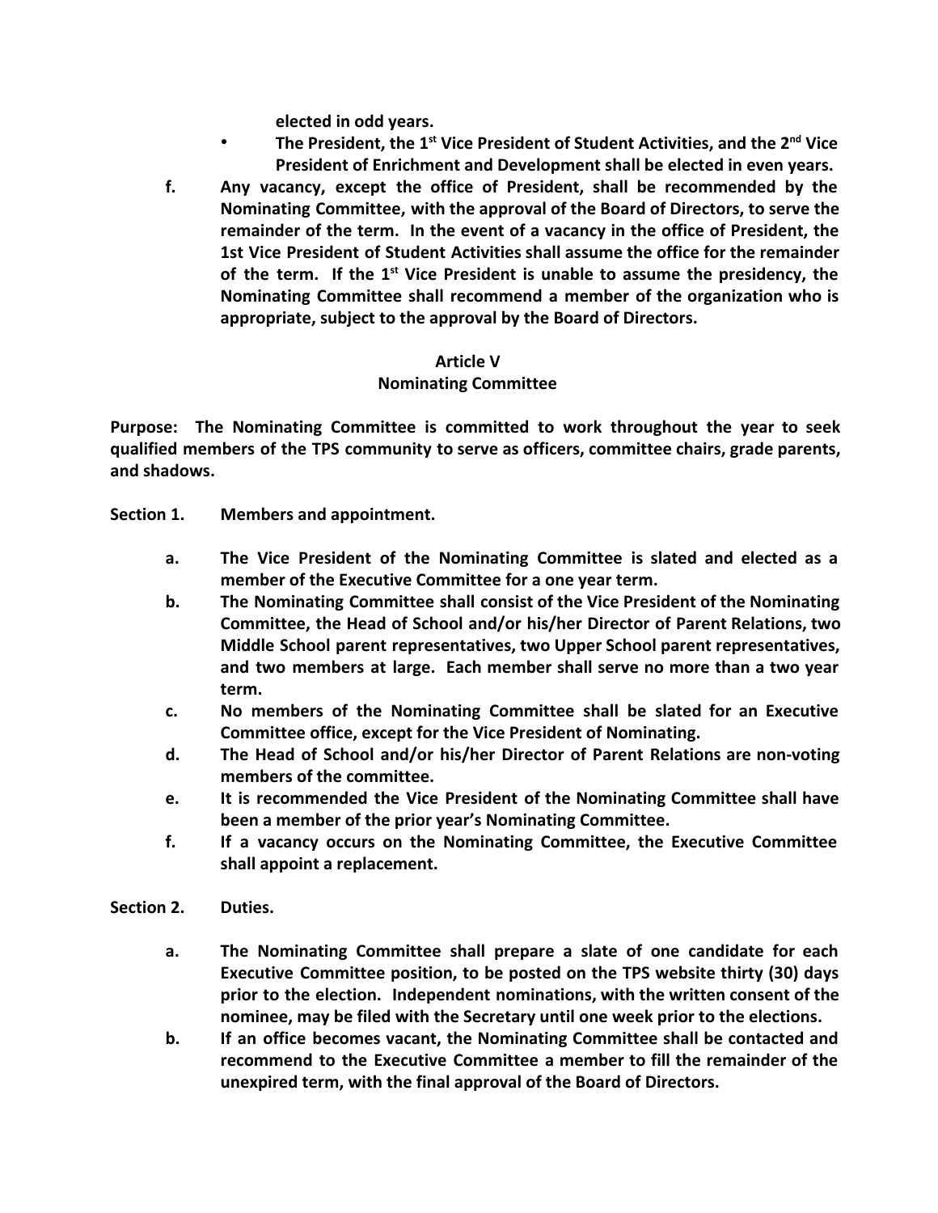elected in odd years.

- **The President, the 1st Vice President of Student Activities, and the 2nd Vice President of Enrichment and Development shall be elected in even years.**

**f. Any vacancy, except the office of President, shall be recommended by the Nominating Committee, with the approval of the Board of Directors, to serve the remainder of the term. In the event of a vacancy in the office of President, the 1st Vice President of Student Activities shall assume the office for the remainder of the term. If the 1st Vice President is unable to assume the presidency, the Nominating Committee shall recommend a member of the organization who is appropriate, subject to the approval by the Board of Directors.**

## Article V
## Nominating Committee

**Purpose: The Nominating Committee is committed to work throughout the year to seek qualified members of the TPS community to serve as officers, committee chairs, grade parents, and shadows.**

**Section 1. Members and appointment.**

**a. The Vice President of the Nominating Committee is slated and elected as a member of the Executive Committee for a one year term.**

**b. The Nominating Committee shall consist of the Vice President of the Nominating Committee, the Head of School and/or his/her Director of Parent Relations, two Middle School parent representatives, two Upper School parent representatives, and two members at large. Each member shall serve no more than a two year term.**

**c. No members of the Nominating Committee shall be slated for an Executive Committee office, except for the Vice President of Nominating.**

**d. The Head of School and/or his/her Director of Parent Relations are non-voting members of the committee.**

**e. It is recommended the Vice President of the Nominating Committee shall have been a member of the prior year's Nominating Committee.**

**f. If a vacancy occurs on the Nominating Committee, the Executive Committee shall appoint a replacement.**

**Section 2. Duties.**

**a. The Nominating Committee shall prepare a slate of one candidate for each Executive Committee position, to be posted on the TPS website thirty (30) days prior to the election. Independent nominations, with the written consent of the nominee, may be filed with the Secretary until one week prior to the elections.**

**b. If an office becomes vacant, the Nominating Committee shall be contacted and recommend to the Executive Committee a member to fill the remainder of the unexpired term, with the final approval of the Board of Directors.**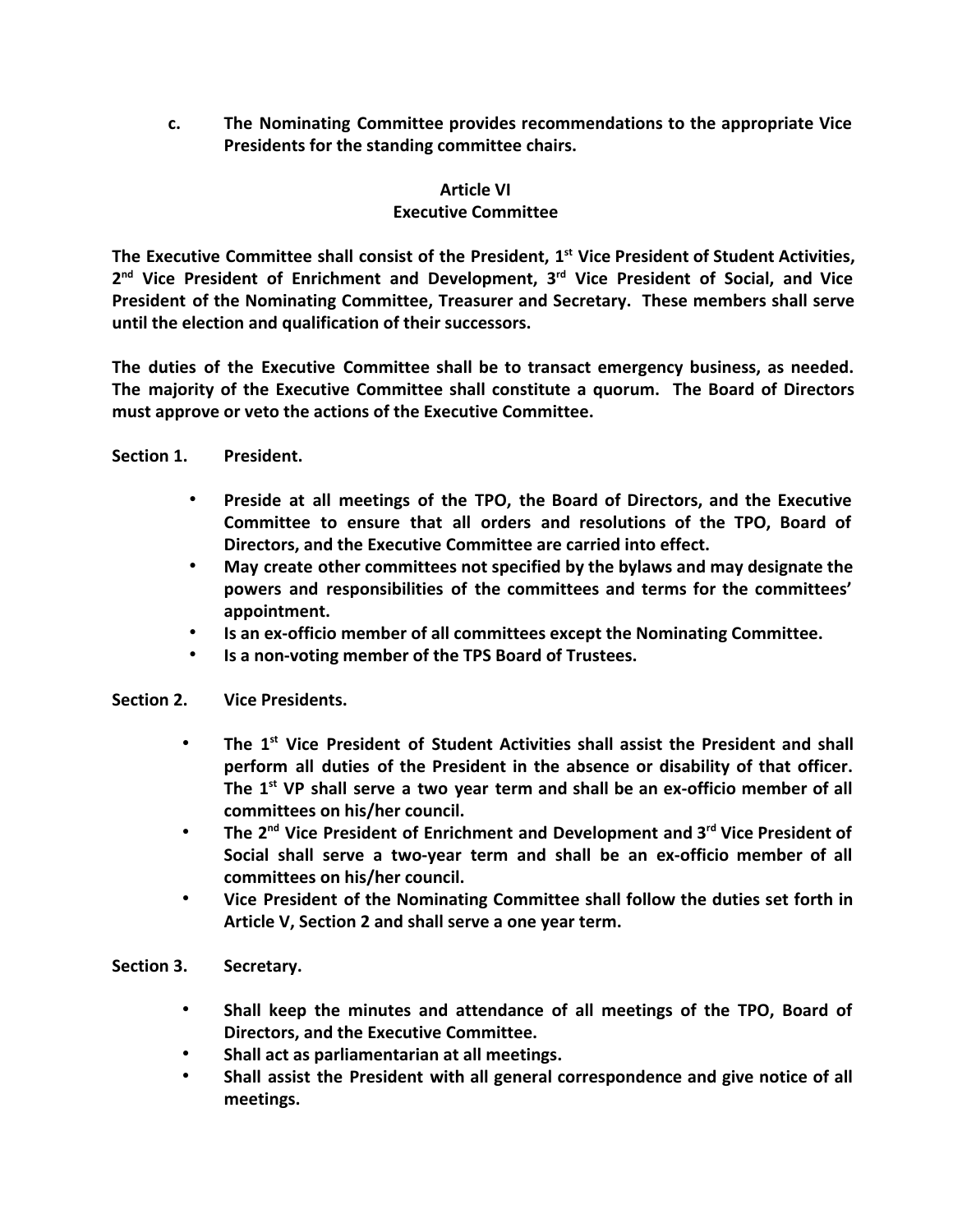c. The Nominating Committee provides recommendations to the appropriate Vice Presidents for the standing committee chairs.

## Article VI
## Executive Committee

The Executive Committee shall consist of the President, 1st Vice President of Student Activities, 2nd Vice President of Enrichment and Development, 3rd Vice President of Social, and Vice President of the Nominating Committee, Treasurer and Secretary. These members shall serve until the election and qualification of their successors.

The duties of the Executive Committee shall be to transact emergency business, as needed. The majority of the Executive Committee shall constitute a quorum. The Board of Directors must approve or veto the actions of the Executive Committee.

**Section 1. President.**

- Preside at all meetings of the TPO, the Board of Directors, and the Executive Committee to ensure that all orders and resolutions of the TPO, Board of Directors, and the Executive Committee are carried into effect.
- May create other committees not specified by the bylaws and may designate the powers and responsibilities of the committees and terms for the committees' appointment.
- Is an ex-officio member of all committees except the Nominating Committee.
- Is a non-voting member of the TPS Board of Trustees.

**Section 2. Vice Presidents.**

- The 1st Vice President of Student Activities shall assist the President and shall perform all duties of the President in the absence or disability of that officer. The 1st VP shall serve a two year term and shall be an ex-officio member of all committees on his/her council.
- The 2nd Vice President of Enrichment and Development and 3rd Vice President of Social shall serve a two-year term and shall be an ex-officio member of all committees on his/her council.
- Vice President of the Nominating Committee shall follow the duties set forth in Article V, Section 2 and shall serve a one year term.

**Section 3. Secretary.**

- Shall keep the minutes and attendance of all meetings of the TPO, Board of Directors, and the Executive Committee.
- Shall act as parliamentarian at all meetings.
- Shall assist the President with all general correspondence and give notice of all meetings.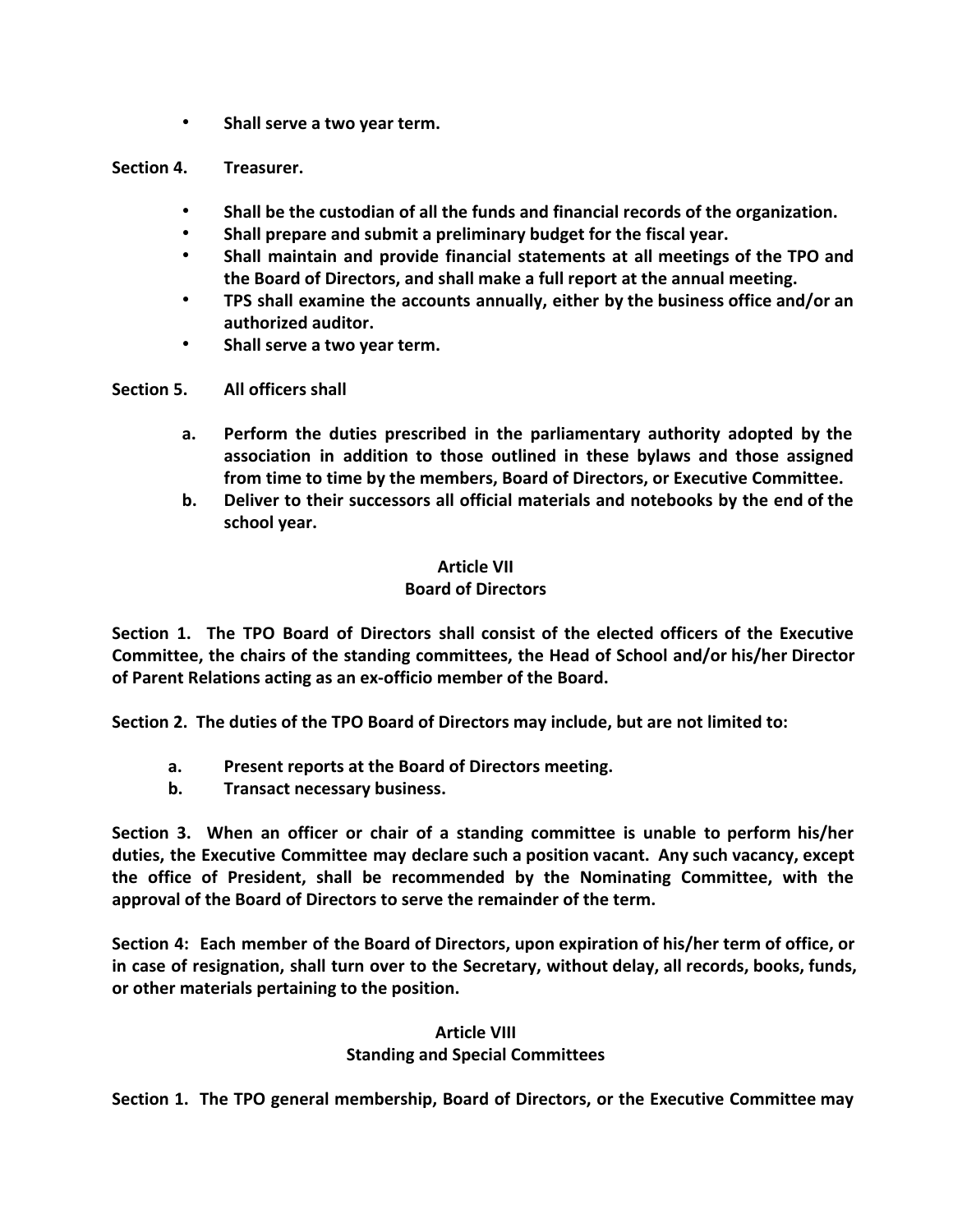- **Shall serve a two year term.**

**Section 4. Treasurer.**

- **Shall be the custodian of all the funds and financial records of the organization.**
- **Shall prepare and submit a preliminary budget for the fiscal year.**
- **Shall maintain and provide financial statements at all meetings of the TPO and the Board of Directors, and shall make a full report at the annual meeting.**
- **TPS shall examine the accounts annually, either by the business office and/or an authorized auditor.**
- **Shall serve a two year term.**

**Section 5. All officers shall**

- **a. Perform the duties prescribed in the parliamentary authority adopted by the association in addition to those outlined in these bylaws and those assigned from time to time by the members, Board of Directors, or Executive Committee.**
- **b. Deliver to their successors all official materials and notebooks by the end of the school year.**

## Article VII
## Board of Directors

**Section 1. The TPO Board of Directors shall consist of the elected officers of the Executive Committee, the chairs of the standing committees, the Head of School and/or his/her Director of Parent Relations acting as an ex-officio member of the Board.**

**Section 2. The duties of the TPO Board of Directors may include, but are not limited to:**

- **a. Present reports at the Board of Directors meeting.**
- **b. Transact necessary business.**

**Section 3. When an officer or chair of a standing committee is unable to perform his/her duties, the Executive Committee may declare such a position vacant. Any such vacancy, except the office of President, shall be recommended by the Nominating Committee, with the approval of the Board of Directors to serve the remainder of the term.**

**Section 4: Each member of the Board of Directors, upon expiration of his/her term of office, or in case of resignation, shall turn over to the Secretary, without delay, all records, books, funds, or other materials pertaining to the position.**

## Article VIII
## Standing and Special Committees

**Section 1. The TPO general membership, Board of Directors, or the Executive Committee may**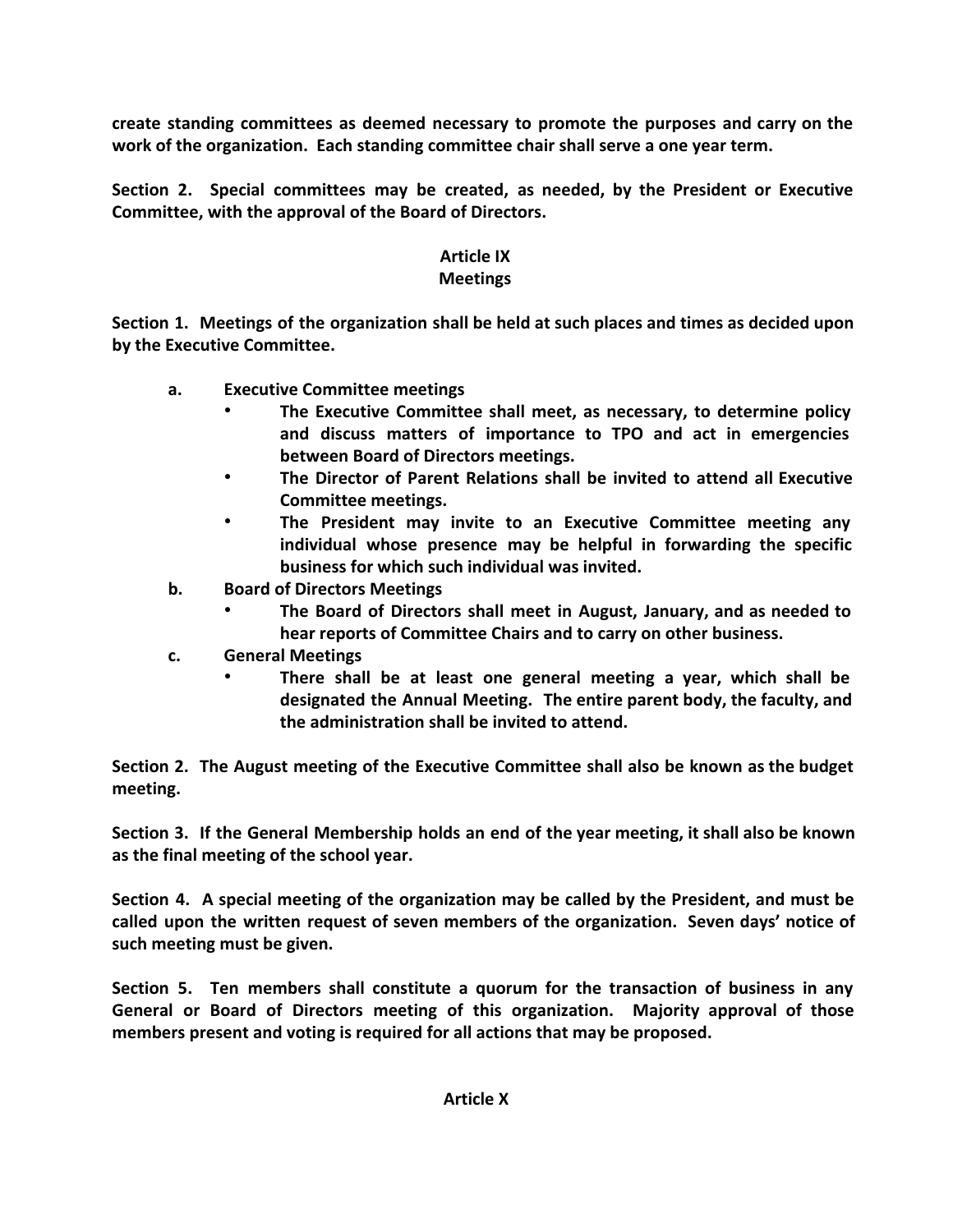create standing committees as deemed necessary to promote the purposes and carry on the work of the organization. Each standing committee chair shall serve a one year term.

Section 2. Special committees may be created, as needed, by the President or Executive Committee, with the approval of the Board of Directors.

## Article IX
## Meetings

Section 1. Meetings of the organization shall be held at such places and times as decided upon by the Executive Committee.

a. Executive Committee meetings
   - The Executive Committee shall meet, as necessary, to determine policy and discuss matters of importance to TPO and act in emergencies between Board of Directors meetings.
   - The Director of Parent Relations shall be invited to attend all Executive Committee meetings.
   - The President may invite to an Executive Committee meeting any individual whose presence may be helpful in forwarding the specific business for which such individual was invited.

b. Board of Directors Meetings
   - The Board of Directors shall meet in August, January, and as needed to hear reports of Committee Chairs and to carry on other business.

c. General Meetings
   - There shall be at least one general meeting a year, which shall be designated the Annual Meeting. The entire parent body, the faculty, and the administration shall be invited to attend.

Section 2. The August meeting of the Executive Committee shall also be known as the budget meeting.

Section 3. If the General Membership holds an end of the year meeting, it shall also be known as the final meeting of the school year.

Section 4. A special meeting of the organization may be called by the President, and must be called upon the written request of seven members of the organization. Seven days' notice of such meeting must be given.

Section 5. Ten members shall constitute a quorum for the transaction of business in any General or Board of Directors meeting of this organization. Majority approval of those members present and voting is required for all actions that may be proposed.

## Article X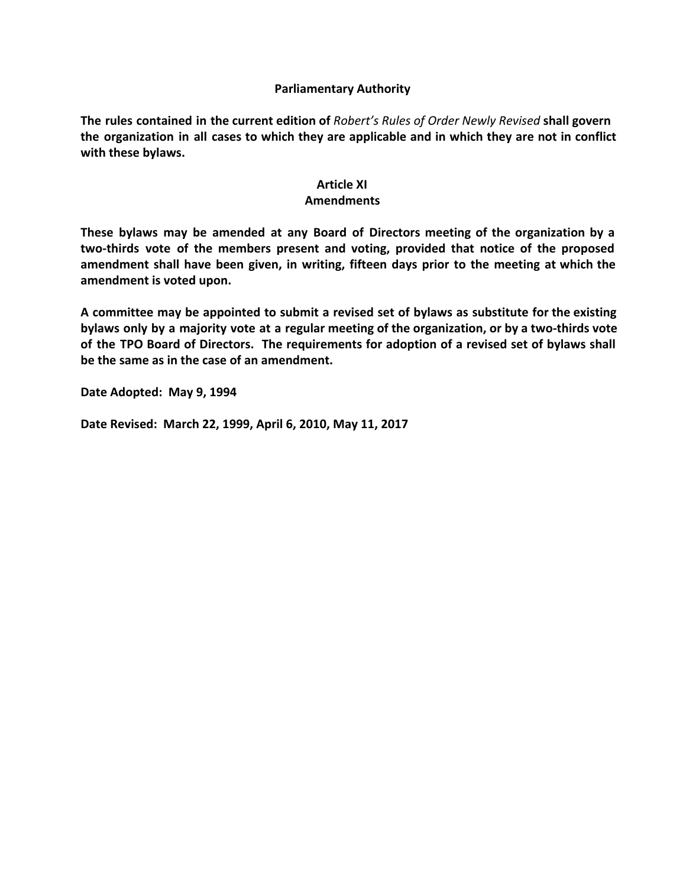**Parliamentary Authority**

**The rules contained in the current edition of *Robert's Rules of Order Newly Revised* shall govern the organization in all cases to which they are applicable and in which they are not in conflict with these bylaws.**

## Article XI
## Amendments

**These bylaws may be amended at any Board of Directors meeting of the organization by a two-thirds vote of the members present and voting, provided that notice of the proposed amendment shall have been given, in writing, fifteen days prior to the meeting at which the amendment is voted upon.**

**A committee may be appointed to submit a revised set of bylaws as substitute for the existing bylaws only by a majority vote at a regular meeting of the organization, or by a two-thirds vote of the TPO Board of Directors. The requirements for adoption of a revised set of bylaws shall be the same as in the case of an amendment.**

**Date Adopted: May 9, 1994**

**Date Revised: March 22, 1999, April 6, 2010, May 11, 2017**